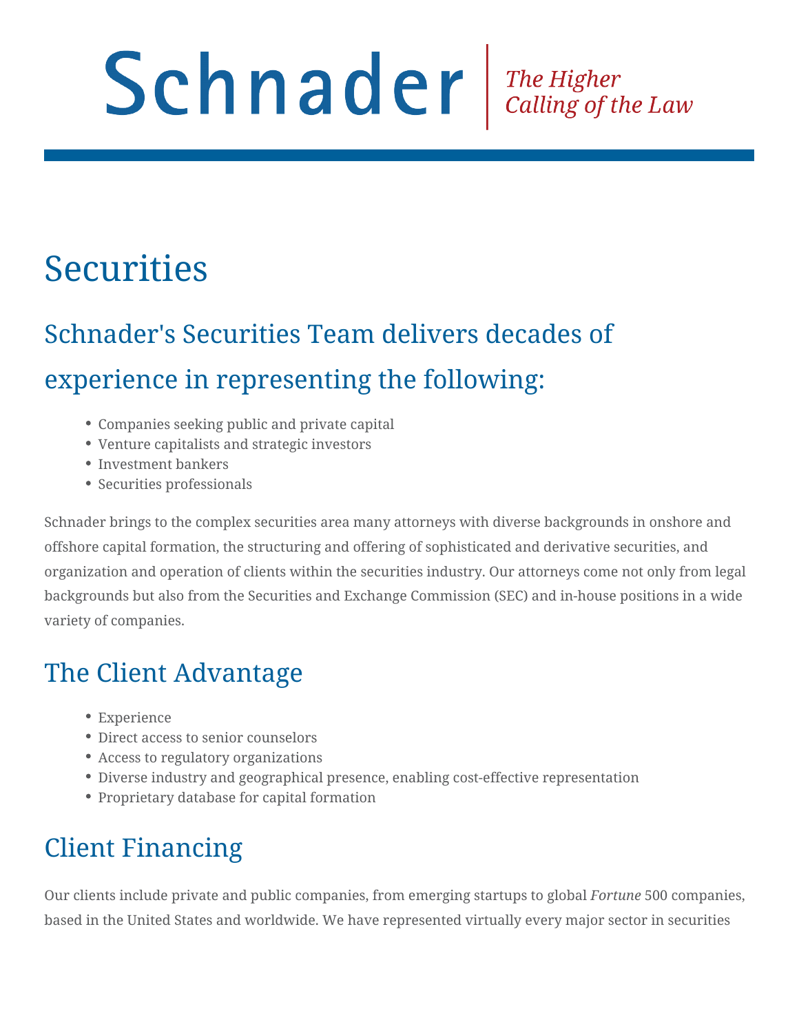Schnader | *The Higher Calling of the Law*

# Securities

## Schnader's Securities Team delivers decades of experience in representing the following:

- Companies seeking public and private capital
- Venture capitalists and strategic investors
- Investment bankers
- Securities professionals

Schnader brings to the complex securities area many attorneys with diverse backgrounds in onshore and offshore capital formation, the structuring and offering of sophisticated and derivative securities, and organization and operation of clients within the securities industry. Our attorneys come not only from legal backgrounds but also from the Securities and Exchange Commission (SEC) and in-house positions in a wide variety of companies.

## The Client Advantage

- Experience
- Direct access to senior counselors
- Access to regulatory organizations
- Diverse industry and geographical presence, enabling cost-effective representation
- Proprietary database for capital formation

## Client Financing

Our clients include private and public companies, from emerging startups to global *Fortune* 500 companies, based in the United States and worldwide. We have represented virtually every major sector in securities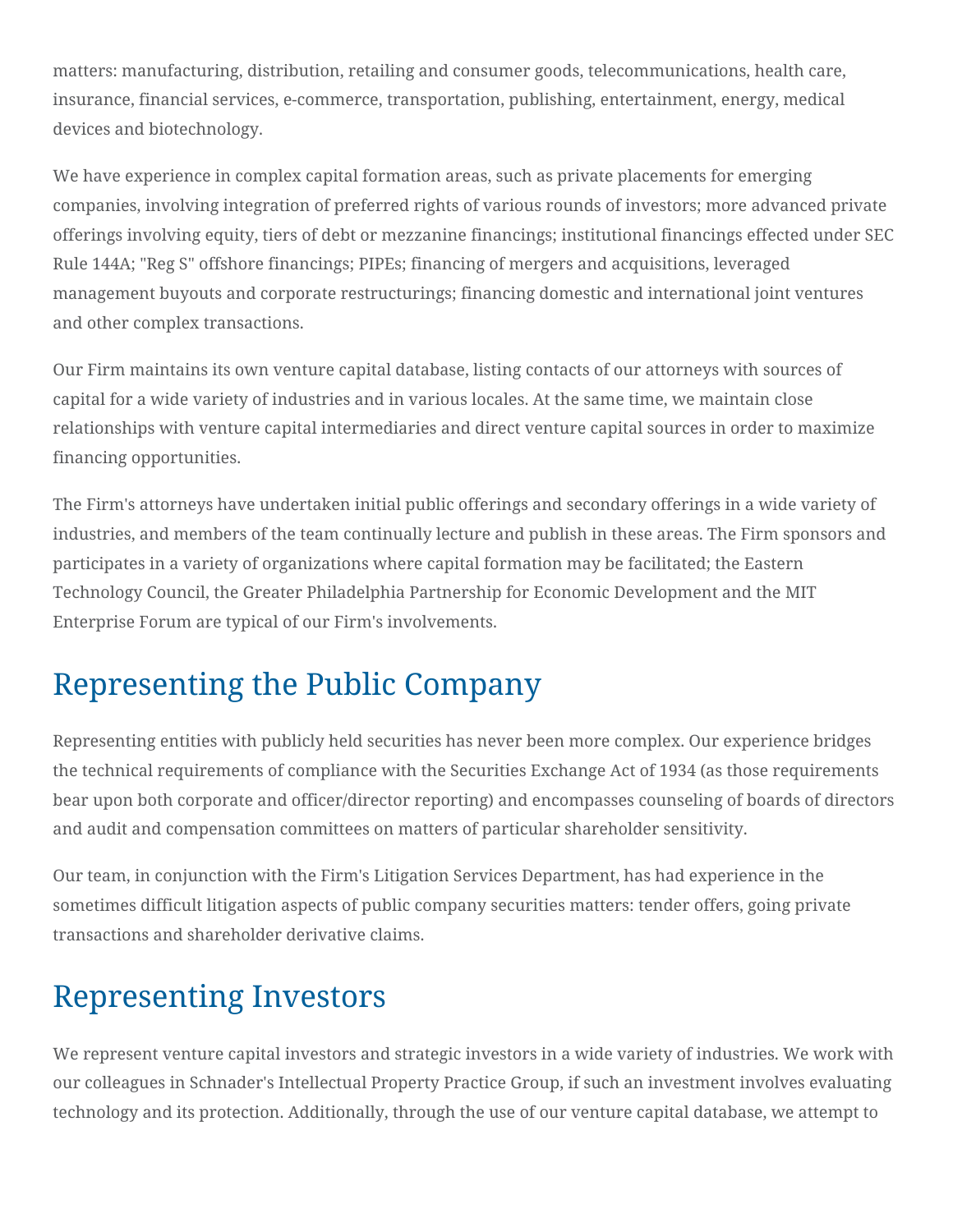matters: manufacturing, distribution, retailing and consumer goods, telecommunications, health care, insurance, financial services, e-commerce, transportation, publishing, entertainment, energy, medical devices and biotechnology.

We have experience in complex capital formation areas, such as private placements for emerging companies, involving integration of preferred rights of various rounds of investors; more advanced private offerings involving equity, tiers of debt or mezzanine financings; institutional financings effected under SEC Rule 144A; "Reg S" offshore financings; PIPEs; financing of mergers and acquisitions, leveraged management buyouts and corporate restructurings; financing domestic and international joint ventures and other complex transactions.

Our Firm maintains its own venture capital database, listing contacts of our attorneys with sources of capital for a wide variety of industries and in various locales. At the same time, we maintain close relationships with venture capital intermediaries and direct venture capital sources in order to maximize financing opportunities.

The Firm's attorneys have undertaken initial public offerings and secondary offerings in a wide variety of industries, and members of the team continually lecture and publish in these areas. The Firm sponsors and participates in a variety of organizations where capital formation may be facilitated; the Eastern Technology Council, the Greater Philadelphia Partnership for Economic Development and the MIT Enterprise Forum are typical of our Firm's involvements.

## Representing the Public Company

Representing entities with publicly held securities has never been more complex. Our experience bridges the technical requirements of compliance with the Securities Exchange Act of 1934 (as those requirements bear upon both corporate and officer/director reporting) and encompasses counseling of boards of directors and audit and compensation committees on matters of particular shareholder sensitivity.

Our team, in conjunction with the Firm's Litigation Services Department, has had experience in the sometimes difficult litigation aspects of public company securities matters: tender offers, going private transactions and shareholder derivative claims.

## Representing Investors

We represent venture capital investors and strategic investors in a wide variety of industries. We work with our colleagues in Schnader's Intellectual Property Practice Group, if such an investment involves evaluating technology and its protection. Additionally, through the use of our venture capital database, we attempt to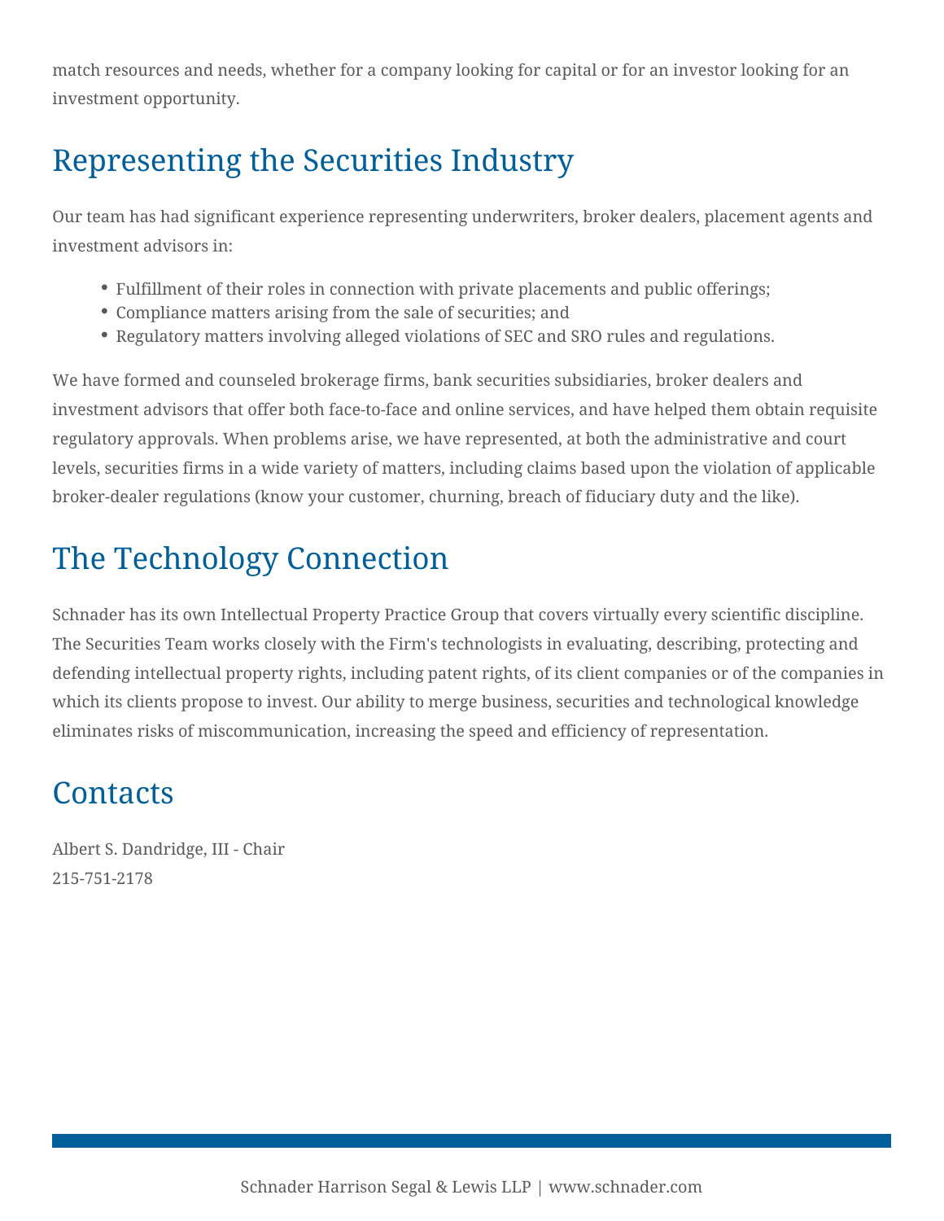match resources and needs, whether for a company looking for capital or for an investor looking for an investment opportunity.

## Representing the Securities Industry

Our team has had significant experience representing underwriters, broker dealers, placement agents and investment advisors in:

- Fulfillment of their roles in connection with private placements and public offerings;
- Compliance matters arising from the sale of securities; and
- Regulatory matters involving alleged violations of SEC and SRO rules and regulations.

We have formed and counseled brokerage firms, bank securities subsidiaries, broker dealers and investment advisors that offer both face-to-face and online services, and have helped them obtain requisite regulatory approvals. When problems arise, we have represented, at both the administrative and court levels, securities firms in a wide variety of matters, including claims based upon the violation of applicable broker-dealer regulations (know your customer, churning, breach of fiduciary duty and the like).

## The Technology Connection

Schnader has its own Intellectual Property Practice Group that covers virtually every scientific discipline. The Securities Team works closely with the Firm's technologists in evaluating, describing, protecting and defending intellectual property rights, including patent rights, of its client companies or of the companies in which its clients propose to invest. Our ability to merge business, securities and technological knowledge eliminates risks of miscommunication, increasing the speed and efficiency of representation.

## Contacts

Albert S. Dandridge, III - Chair
215-751-2178